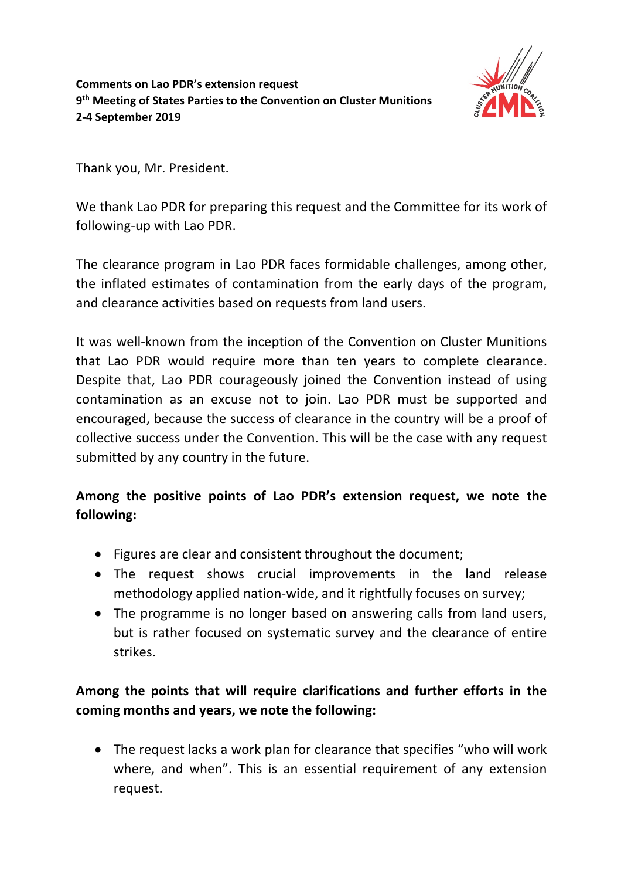**Comments on Lao PDR's extension request**
**9th Meeting of States Parties to the Convention on Cluster Munitions**
**2-4 September 2019**

Thank you, Mr. President.

We thank Lao PDR for preparing this request and the Committee for its work of following-up with Lao PDR.

The clearance program in Lao PDR faces formidable challenges, among other, the inflated estimates of contamination from the early days of the program, and clearance activities based on requests from land users.

It was well-known from the inception of the Convention on Cluster Munitions that Lao PDR would require more than ten years to complete clearance. Despite that, Lao PDR courageously joined the Convention instead of using contamination as an excuse not to join. Lao PDR must be supported and encouraged, because the success of clearance in the country will be a proof of collective success under the Convention. This will be the case with any request submitted by any country in the future.

**Among the positive points of Lao PDR's extension request, we note the following:**

- Figures are clear and consistent throughout the document;
- The request shows crucial improvements in the land release methodology applied nation-wide, and it rightfully focuses on survey;
- The programme is no longer based on answering calls from land users, but is rather focused on systematic survey and the clearance of entire strikes.

**Among the points that will require clarifications and further efforts in the coming months and years, we note the following:**

- The request lacks a work plan for clearance that specifies "who will work where, and when". This is an essential requirement of any extension request.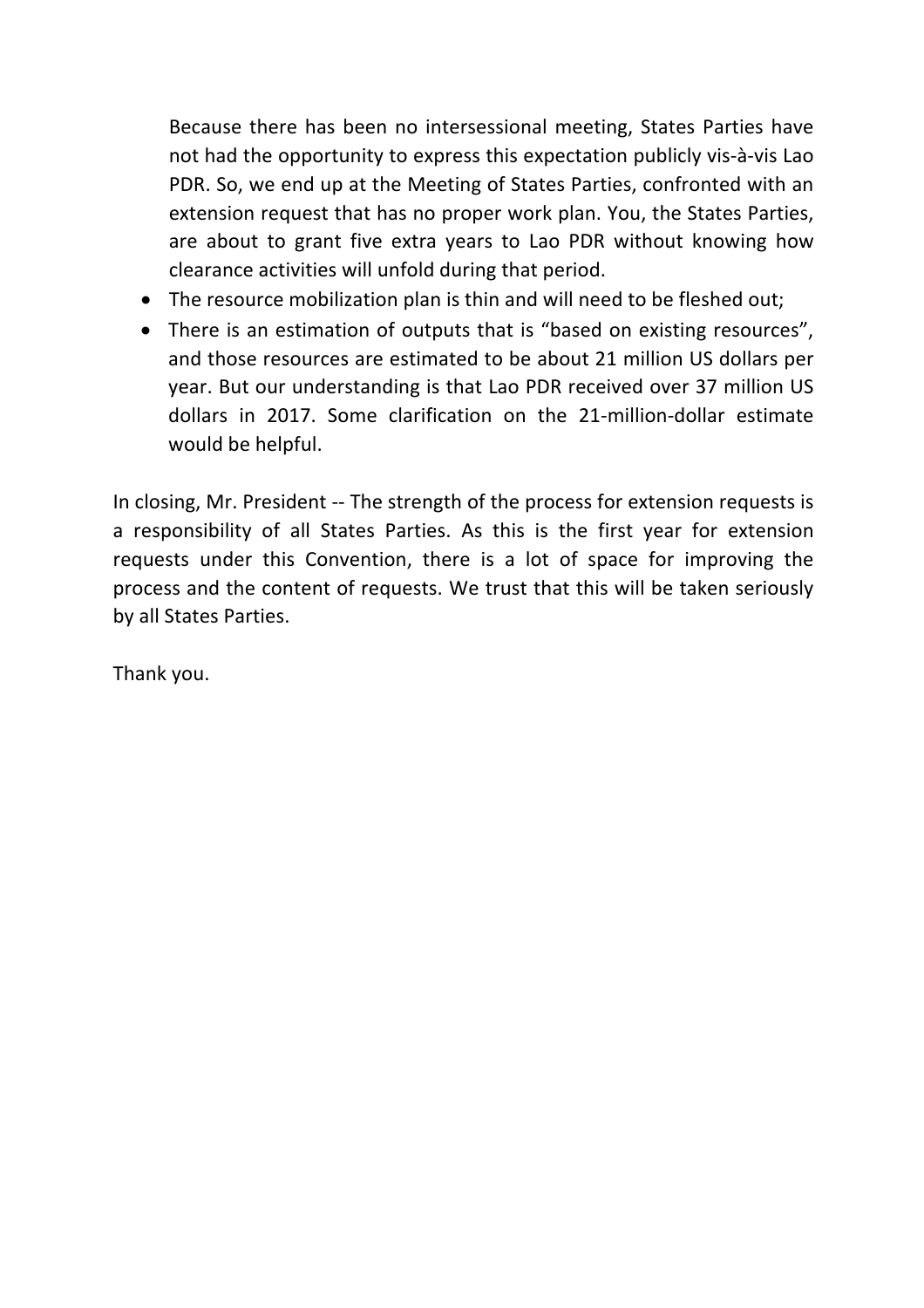Because there has been no intersessional meeting, States Parties have not had the opportunity to express this expectation publicly vis-à-vis Lao PDR. So, we end up at the Meeting of States Parties, confronted with an extension request that has no proper work plan. You, the States Parties, are about to grant five extra years to Lao PDR without knowing how clearance activities will unfold during that period.

- The resource mobilization plan is thin and will need to be fleshed out;
- There is an estimation of outputs that is "based on existing resources", and those resources are estimated to be about 21 million US dollars per year. But our understanding is that Lao PDR received over 37 million US dollars in 2017. Some clarification on the 21-million-dollar estimate would be helpful.

In closing, Mr. President -- The strength of the process for extension requests is a responsibility of all States Parties. As this is the first year for extension requests under this Convention, there is a lot of space for improving the process and the content of requests. We trust that this will be taken seriously by all States Parties.

Thank you.